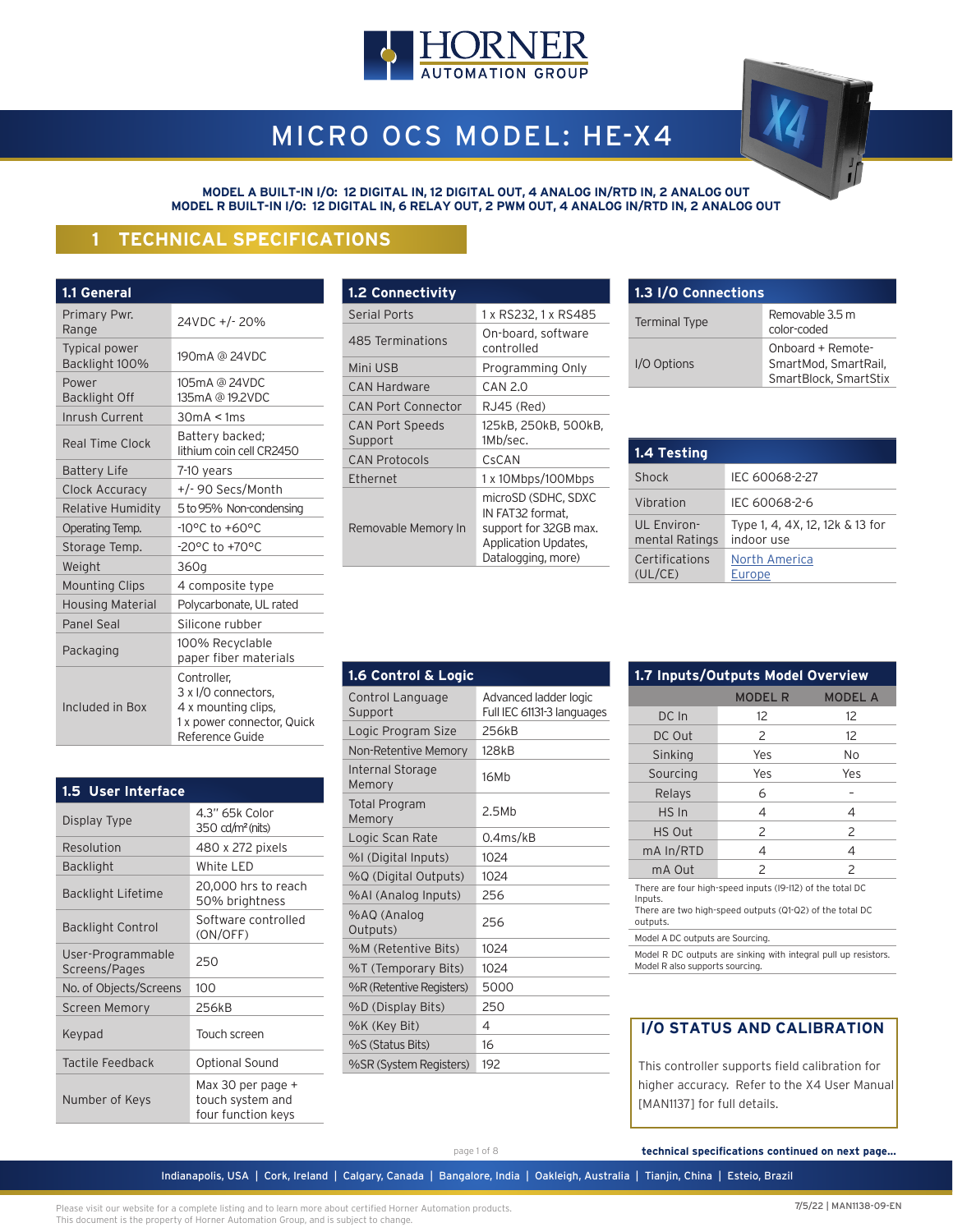# MICRO OCS MODEL: HE-X4

**MODEL A BUILT-IN I/O: 12 DIGITAL IN, 12 DIGITAL OUT, 4 ANALOG IN/RTD IN, 2 ANALOG OUT**
**MODEL R BUILT-IN I/O: 12 DIGITAL IN, 6 RELAY OUT, 2 PWM OUT, 4 ANALOG IN/RTD IN, 2 ANALOG OUT**

## 1 TECHNICAL SPECIFICATIONS

### 1.1 General

| | |
|---|---|
| Primary Pwr. Range | 24VDC +/- 20% |
| Typical power Backlight 100% | 190mA @ 24VDC |
| Power Backlight Off | 105mA @ 24VDC<br>135mA @ 19.2VDC |
| Inrush Current | 30mA < 1ms |
| Real Time Clock | Battery backed; lithium coin cell CR2450 |
| Battery Life | 7-10 years |
| Clock Accuracy | +/- 90 Secs/Month |
| Relative Humidity | 5 to 95% Non-condensing |
| Operating Temp. | -10°C to +60°C |
| Storage Temp. | -20°C to +70°C |
| Weight | 360g |
| Mounting Clips | 4 composite type |
| Housing Material | Polycarbonate, UL rated |
| Panel Seal | Silicone rubber |
| Packaging | 100% Recyclable paper fiber materials |
| Included in Box | Controller,<br>3 x I/O connectors,<br>4 x mounting clips,<br>1 x power connector, Quick Reference Guide |

### 1.2 Connectivity

| | |
|---|---|
| Serial Ports | 1 x RS232, 1 x RS485 |
| 485 Terminations | On-board, software controlled |
| Mini USB | Programming Only |
| CAN Hardware | CAN 2.0 |
| CAN Port Connector | RJ45 (Red) |
| CAN Port Speeds Support | 125kB, 250kB, 500kB, 1Mb/sec. |
| CAN Protocols | CsCAN |
| Ethernet | 1 x 10Mbps/100Mbps |
| Removable Memory In | microSD (SDHC, SDXC IN FAT32 format, support for 32GB max. Application Updates, Datalogging, more) |

### 1.3 I/O Connections

| | |
|---|---|
| Terminal Type | Removable 3.5 m color-coded |
| I/O Options | Onboard + Remote-SmartMod, SmartRail, SmartBlock, SmartStix |

### 1.4 Testing

| | |
|---|---|
| Shock | IEC 60068-2-27 |
| Vibration | IEC 60068-2-6 |
| UL Environ-mental Ratings | Type 1, 4, 4X, 12, 12k & 13 for indoor use |
| Certifications (UL/CE) | North America<br>Europe |

### 1.5 User Interface

| | |
|---|---|
| Display Type | 4.3" 65k Color<br>350 cd/m² (nits) |
| Resolution | 480 x 272 pixels |
| Backlight | White LED |
| Backlight Lifetime | 20,000 hrs to reach 50% brightness |
| Backlight Control | Software controlled (ON/OFF) |
| User-Programmable Screens/Pages | 250 |
| No. of Objects/Screens | 100 |
| Screen Memory | 256kB |
| Keypad | Touch screen |
| Tactile Feedback | Optional Sound |
| Number of Keys | Max 30 per page + touch system and four function keys |

### 1.6 Control & Logic

| | |
|---|---|
| Control Language Support | Advanced ladder logic<br>Full IEC 61131-3 languages |
| Logic Program Size | 256kB |
| Non-Retentive Memory | 128kB |
| Internal Storage Memory | 16Mb |
| Total Program Memory | 2.5Mb |
| Logic Scan Rate | 0.4ms/kB |
| %I (Digital Inputs) | 1024 |
| %Q (Digital Outputs) | 1024 |
| %AI (Analog Inputs) | 256 |
| %AQ (Analog Outputs) | 256 |
| %M (Retentive Bits) | 1024 |
| %T (Temporary Bits) | 1024 |
| %R (Retentive Registers) | 5000 |
| %D (Display Bits) | 250 |
| %K (Key Bit) | 4 |
| %S (Status Bits) | 16 |
| %SR (System Registers) | 192 |

### 1.7 Inputs/Outputs Model Overview

| | MODEL R | MODEL A |
|---|---|---|
| DC In | 12 | 12 |
| DC Out | 2 | 12 |
| Sinking | Yes | No |
| Sourcing | Yes | Yes |
| Relays | 6 | - |
| HS In | 4 | 4 |
| HS Out | 2 | 2 |
| mA In/RTD | 4 | 4 |
| mA Out | 2 | 2 |

There are four high-speed inputs (I9-I12) of the total DC Inputs.
There are two high-speed outputs (Q1-Q2) of the total DC outputs.

Model A DC outputs are Sourcing.

Model R DC outputs are sinking with integral pull up resistors. Model R also supports sourcing.

### I/O STATUS AND CALIBRATION

This controller supports field calibration for higher accuracy. Refer to the X4 User Manual [MAN1137] for full details.

**technical specifications continued on next page...**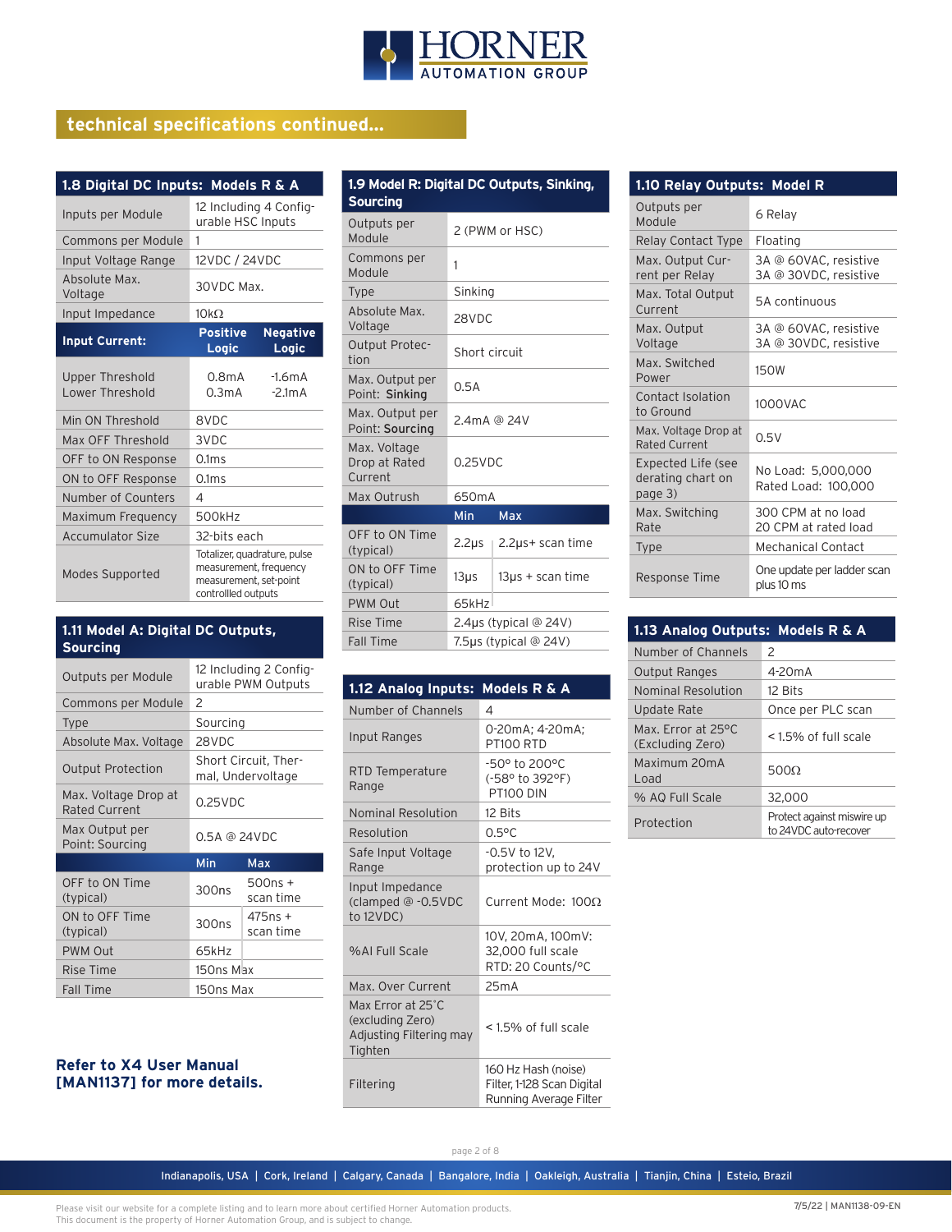## technical specifications continued...

### 1.8 Digital DC Inputs: Models R & A

| | | |
|---|---|---|
| Inputs per Module | 12 Including 4 Configurable HSC Inputs | |
| Commons per Module | 1 | |
| Input Voltage Range | 12VDC / 24VDC | |
| Absolute Max. Voltage | 30VDC Max. | |
| Input Impedance | 10kΩ | |
| **Input Current:** | **Positive Logic** | **Negative Logic** |
| Upper Threshold<br>Lower Threshold | 0.8mA<br>0.3mA | -1.6mA<br>-2.1mA |
| Min ON Threshold | 8VDC | |
| Max OFF Threshold | 3VDC | |
| OFF to ON Response | 0.1ms | |
| ON to OFF Response | 0.1ms | |
| Number of Counters | 4 | |
| Maximum Frequency | 500kHz | |
| Accumulator Size | 32-bits each | |
| Modes Supported | Totalizer, quadrature, pulse measurement, frequency measurement, set-point controllled outputs | |

### 1.11 Model A: Digital DC Outputs, Sourcing

| | | |
|---|---|---|
| Outputs per Module | 12 Including 2 Configurable PWM Outputs | |
| Commons per Module | 2 | |
| Type | Sourcing | |
| Absolute Max. Voltage | 28VDC | |
| Output Protection | Short Circuit, Thermal, Undervoltage | |
| Max. Voltage Drop at Rated Current | 0.25VDC | |
| Max Output per Point: Sourcing | 0.5A @ 24VDC | |
| | **Min** | **Max** |
| OFF to ON Time (typical) | 300ns | 500ns + scan time |
| ON to OFF Time (typical) | 300ns | 475ns + scan time |
| PWM Out | 65kHz | |
| Rise Time | 150ns Max | |
| Fall Time | 150ns Max | |

**Refer to X4 User Manual [MAN1137] for more details.**

### 1.9 Model R: Digital DC Outputs, Sinking, Sourcing

| | | |
|---|---|---|
| Outputs per Module | 2 (PWM or HSC) | |
| Commons per Module | 1 | |
| Type | Sinking | |
| Absolute Max. Voltage | 28VDC | |
| Output Protection | Short circuit | |
| Max. Output per Point: **Sinking** | 0.5A | |
| Max. Output per Point: **Sourcing** | 2.4mA @ 24V | |
| Max. Voltage Drop at Rated Current | 0.25VDC | |
| Max Outrush | 650mA | |
| | **Min** | **Max** |
| OFF to ON Time (typical) | 2.2µs | 2.2µs+ scan time |
| ON to OFF Time (typical) | 13µs | 13µs + scan time |
| PWM Out | 65kHz | |
| Rise Time | 2.4µs (typical @ 24V) | |
| Fall Time | 7.5µs (typical @ 24V) | |

### 1.12 Analog Inputs: Models R & A

| | |
|---|---|
| Number of Channels | 4 |
| Input Ranges | 0-20mA; 4-20mA; PT100 RTD |
| RTD Temperature Range | -50° to 200°C (-58° to 392°F) PT100 DIN |
| Nominal Resolution | 12 Bits |
| Resolution | 0.5°C |
| Safe Input Voltage Range | -0.5V to 12V, protection up to 24V |
| Input Impedance (clamped @ -0.5VDC to 12VDC) | Current Mode: 100Ω |
| %AI Full Scale | 10V, 20mA, 100mV: 32,000 full scale<br>RTD: 20 Counts/°C |
| Max. Over Current | 25mA |
| Max Error at 25˚C (excluding Zero) Adjusting Filtering may Tighten | < 1.5% of full scale |
| Filtering | 160 Hz Hash (noise) Filter, 1-128 Scan Digital Running Average Filter |

### 1.10 Relay Outputs: Model R

| | |
|---|---|
| Outputs per Module | 6 Relay |
| Relay Contact Type | Floating |
| Max. Output Current per Relay | 3A @ 60VAC, resistive<br>3A @ 30VDC, resistive |
| Max. Total Output Current | 5A continuous |
| Max. Output Voltage | 3A @ 60VAC, resistive<br>3A @ 30VDC, resistive |
| Max. Switched Power | 150W |
| Contact Isolation to Ground | 1000VAC |
| Max. Voltage Drop at Rated Current | 0.5V |
| Expected Life (see derating chart on page 3) | No Load: 5,000,000<br>Rated Load: 100,000 |
| Max. Switching Rate | 300 CPM at no load<br>20 CPM at rated load |
| Type | Mechanical Contact |
| Response Time | One update per ladder scan plus 10 ms |

### 1.13 Analog Outputs: Models R & A

| | |
|---|---|
| Number of Channels | 2 |
| Output Ranges | 4-20mA |
| Nominal Resolution | 12 Bits |
| Update Rate | Once per PLC scan |
| Max. Error at 25°C (Excluding Zero) | < 1.5% of full scale |
| Maximum 20mA Load | 500Ω |
| % AQ Full Scale | 32,000 |
| Protection | Protect against miswire up to 24VDC auto-recover |

Indianapolis, USA | Cork, Ireland | Calgary, Canada | Bangalore, India | Oakleigh, Australia | Tianjin, China | Esteio, Brazil

Please visit our website for a complete listing and to learn more about certified Horner Automation products.
This document is the property of Horner Automation Group, and is subject to change.

7/5/22 | MAN1138-09-EN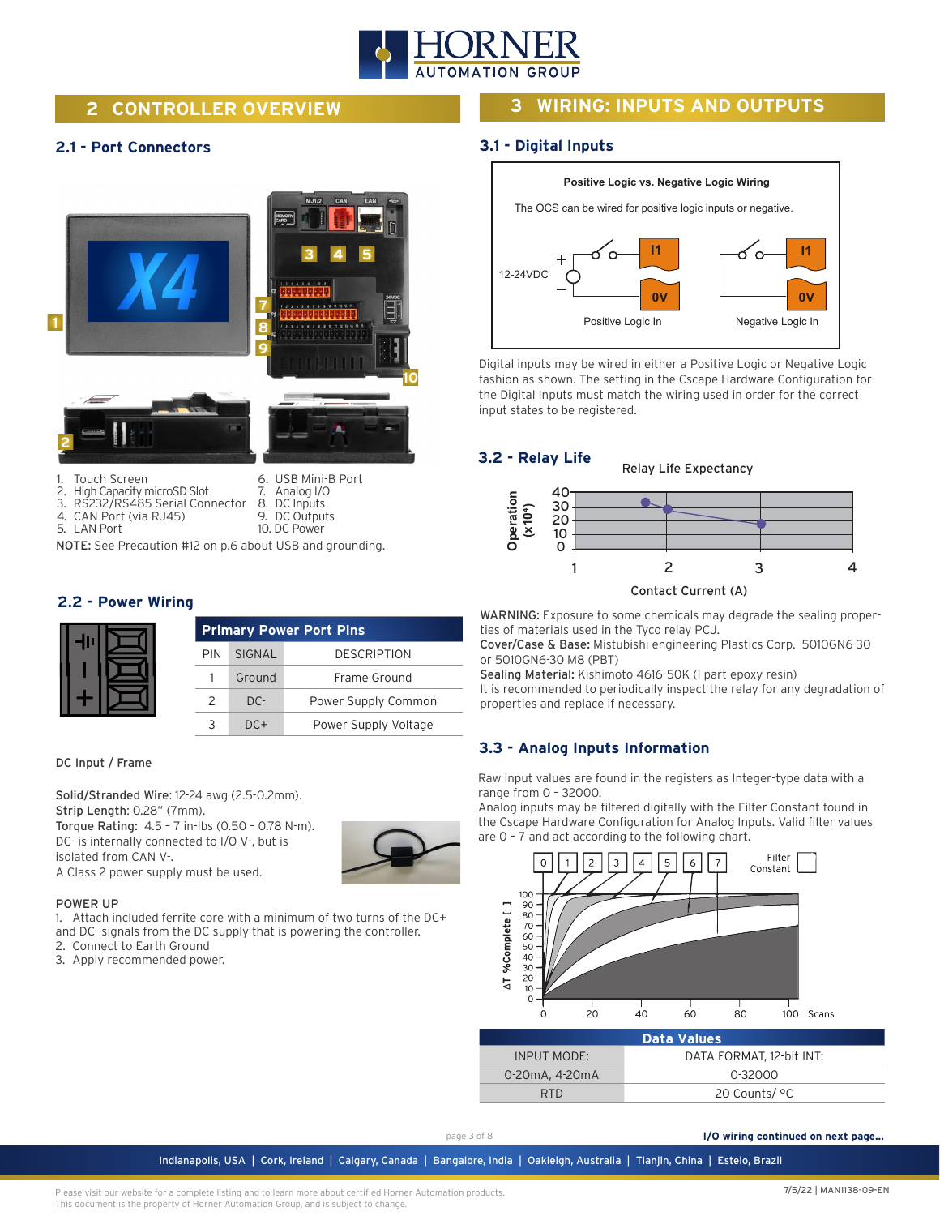# 2 CONTROLLER OVERVIEW

## 2.1 - Port Connectors

1. Touch Screen
2. High Capacity microSD Slot
3. RS232/RS485 Serial Connector
4. CAN Port (via RJ45)
5. LAN Port
6. USB Mini-B Port
7. Analog I/O
8. DC Inputs
9. DC Outputs
10. DC Power

NOTE: See Precaution #12 on p.6 about USB and grounding.

## 2.2 - Power Wiring

| Primary Power Port Pins | | |
|---|---|---|
| PIN | SIGNAL | DESCRIPTION |
| 1 | Ground | Frame Ground |
| 2 | DC- | Power Supply Common |
| 3 | DC+ | Power Supply Voltage |

DC Input / Frame

**Solid/Stranded Wire**: 12-24 awg (2.5-0.2mm).
**Strip Length**: 0.28" (7mm).
**Torque Rating**: 4.5 - 7 in-lbs (0.50 - 0.78 N-m).
DC- is internally connected to I/O V-, but is isolated from CAN V-.
A Class 2 power supply must be used.

POWER UP

1. Attach included ferrite core with a minimum of two turns of the DC+ and DC- signals from the DC supply that is powering the controller.
2. Connect to Earth Ground
3. Apply recommended power.

# 3 WIRING: INPUTS AND OUTPUTS

## 3.1 - Digital Inputs

**Positive Logic vs. Negative Logic Wiring**

The OCS can be wired for positive logic inputs or negative.

12-24VDC — Positive Logic In (I1, 0V) — Negative Logic In (I1, 0V)

Digital inputs may be wired in either a Positive Logic or Negative Logic fashion as shown. The setting in the Cscape Hardware Configuration for the Digital Inputs must match the wiring used in order for the correct input states to be registered.

## 3.2 - Relay Life

Relay Life Expectancy

Operation ($x10^4$): 0, 10, 20, 30, 40
Contact Current (A): 1, 2, 3, 4

**WARNING:** Exposure to some chemicals may degrade the sealing properties of materials used in the Tyco relay PCJ.
**Cover/Case & Base:** Mistubishi engineering Plastics Corp. 5010GN6-30 or 5010GN6-30 M8 (PBT)
**Sealing Material:** Kishimoto 4616-50K (I part epoxy resin)
It is recommended to periodically inspect the relay for any degradation of properties and replace if necessary.

## 3.3 - Analog Inputs Information

Raw input values are found in the registers as Integer-type data with a range from 0 - 32000.
Analog inputs may be filtered digitally with the Filter Constant found in the Cscape Hardware Configuration for Analog Inputs. Valid filter values are 0 - 7 and act according to the following chart.

Filter Constant: 0, 1, 2, 3, 4, 5, 6, 7
ΔT %Complete [ ]: 0–100
Scans: 0, 20, 40, 60, 80, 100

| Data Values | |
|---|---|
| INPUT MODE: | DATA FORMAT, 12-bit INT: |
| 0-20mA, 4-20mA | 0-32000 |
| RTD | 20 Counts/ °C |

I/O wiring continued on next page...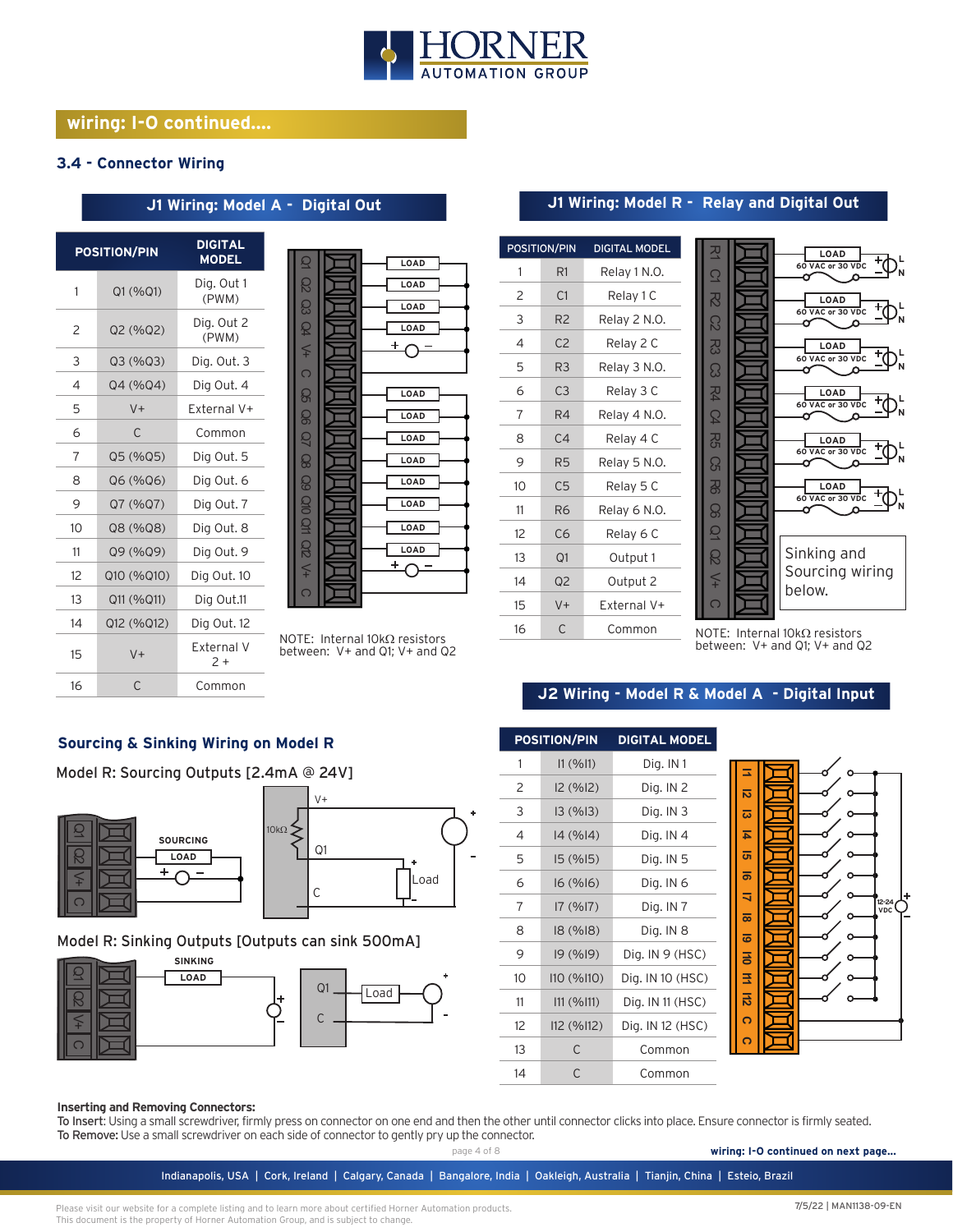## wiring: I-O continued....

### 3.4 - Connector Wiring

#### J1 Wiring: Model A - Digital Out

| POSITION/PIN | | DIGITAL MODEL |
|---|---|---|
| 1 | Q1 (%Q1) | Dig. Out 1 (PWM) |
| 2 | Q2 (%Q2) | Dig. Out 2 (PWM) |
| 3 | Q3 (%Q3) | Dig. Out. 3 |
| 4 | Q4 (%Q4) | Dig Out. 4 |
| 5 | V+ | External V+ |
| 6 | C | Common |
| 7 | Q5 (%Q5) | Dig Out. 5 |
| 8 | Q6 (%Q6) | Dig Out. 6 |
| 9 | Q7 (%Q7) | Dig Out. 7 |
| 10 | Q8 (%Q8) | Dig Out. 8 |
| 11 | Q9 (%Q9) | Dig Out. 9 |
| 12 | Q10 (%Q10) | Dig Out. 10 |
| 13 | Q11 (%Q11) | Dig Out.11 |
| 14 | Q12 (%Q12) | Dig Out. 12 |
| 15 | V+ | External V 2 + |
| 16 | C | Common |

NOTE: Internal 10kΩ resistors between: V+ and Q1; V+ and Q2

#### J1 Wiring: Model R - Relay and Digital Out

| POSITION/PIN | | DIGITAL MODEL |
|---|---|---|
| 1 | R1 | Relay 1 N.O. |
| 2 | C1 | Relay 1 C |
| 3 | R2 | Relay 2 N.O. |
| 4 | C2 | Relay 2 C |
| 5 | R3 | Relay 3 N.O. |
| 6 | C3 | Relay 3 C |
| 7 | R4 | Relay 4 N.O. |
| 8 | C4 | Relay 4 C |
| 9 | R5 | Relay 5 N.O. |
| 10 | C5 | Relay 5 C |
| 11 | R6 | Relay 6 N.O. |
| 12 | C6 | Relay 6 C |
| 13 | Q1 | Output 1 |
| 14 | Q2 | Output 2 |
| 15 | V+ | External V+ |
| 16 | C | Common |

60 VAC or 30 VDC

Sinking and Sourcing wiring below.

NOTE: Internal 10kΩ resistors between: V+ and Q1; V+ and Q2

#### J2 Wiring - Model R & Model A - Digital Input

| POSITION/PIN | | DIGITAL MODEL |
|---|---|---|
| 1 | I1 (%I1) | Dig. IN 1 |
| 2 | I2 (%I2) | Dig. IN 2 |
| 3 | I3 (%I3) | Dig. IN 3 |
| 4 | I4 (%I4) | Dig. IN 4 |
| 5 | I5 (%I5) | Dig. IN 5 |
| 6 | I6 (%I6) | Dig. IN 6 |
| 7 | I7 (%I7) | Dig. IN 7 |
| 8 | I8 (%I8) | Dig. IN 8 |
| 9 | I9 (%I9) | Dig. IN 9 (HSC) |
| 10 | I10 (%I10) | Dig. IN 10 (HSC) |
| 11 | I11 (%I11) | Dig. IN 11 (HSC) |
| 12 | I12 (%I12) | Dig. IN 12 (HSC) |
| 13 | C | Common |
| 14 | C | Common |

12-24 VDC

### Sourcing & Sinking Wiring on Model R

Model R: Sourcing Outputs [2.4mA @ 24V]

Model R: Sinking Outputs [Outputs can sink 500mA]

**Inserting and Removing Connectors:**
To Insert: Using a small screwdriver, firmly press on connector on one end and then the other until connector clicks into place. Ensure connector is firmly seated.
To Remove: Use a small screwdriver on each side of connector to gently pry up the connector.

wiring: I-O continued on next page...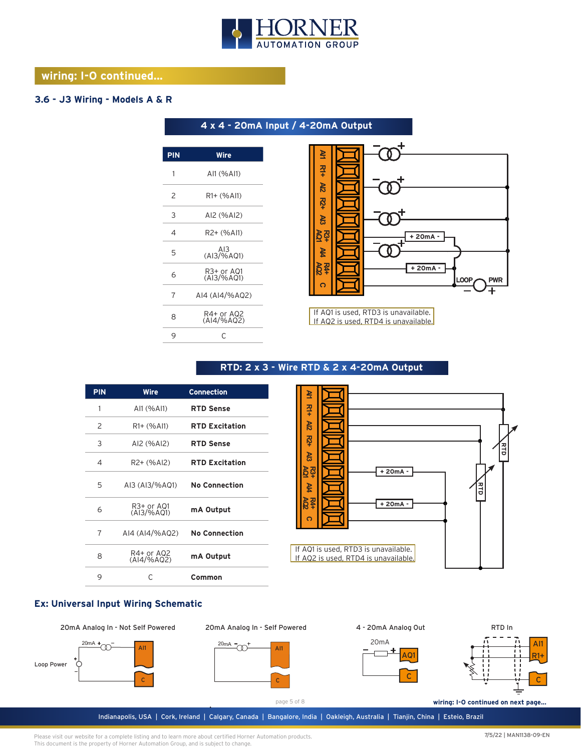## wiring: I-O continued...

### 3.6 - J3 Wiring - Models A & R

#### 4 x 4 - 20mA Input / 4-20mA Output

| PIN | Wire |
|---|---|
| 1 | AI1 (%AI1) |
| 2 | R1+ (%AI1) |
| 3 | AI2 (%AI2) |
| 4 | R2+ (%AI1) |
| 5 | AI3 (AI3/%AQ1) |
| 6 | R3+ or AQ1 (AI3/%AQ1) |
| 7 | AI4 (AI4/%AQ2) |
| 8 | R4+ or AQ2 (AI4/%AQ2) |
| 9 | C |

If AQ1 is used, RTD3 is unavailable.
If AQ2 is used, RTD4 is unavailable.

#### RTD: 2 x 3 - Wire RTD & 2 x 4-20mA Output

| PIN | Wire | Connection |
|---|---|---|
| 1 | AI1 (%AI1) | **RTD Sense** |
| 2 | R1+ (%AI1) | **RTD Excitation** |
| 3 | AI2 (%AI2) | **RTD Sense** |
| 4 | R2+ (%AI2) | **RTD Excitation** |
| 5 | AI3 (AI3/%AQ1) | **No Connection** |
| 6 | R3+ or AQ1 (AI3/%AQ1) | **mA Output** |
| 7 | AI4 (AI4/%AQ2) | **No Connection** |
| 8 | R4+ or AQ2 (AI4/%AQ2) | **mA Output** |
| 9 | C | **Common** |

If AQ1 is used, RTD3 is unavailable.
If AQ2 is used, RTD4 is unavailable.

### Ex: Universal Input Wiring Schematic

20mA Analog In - Not Self Powered

20mA Analog In - Self Powered

4 - 20mA Analog Out

RTD In

wiring: I-O continued on next page...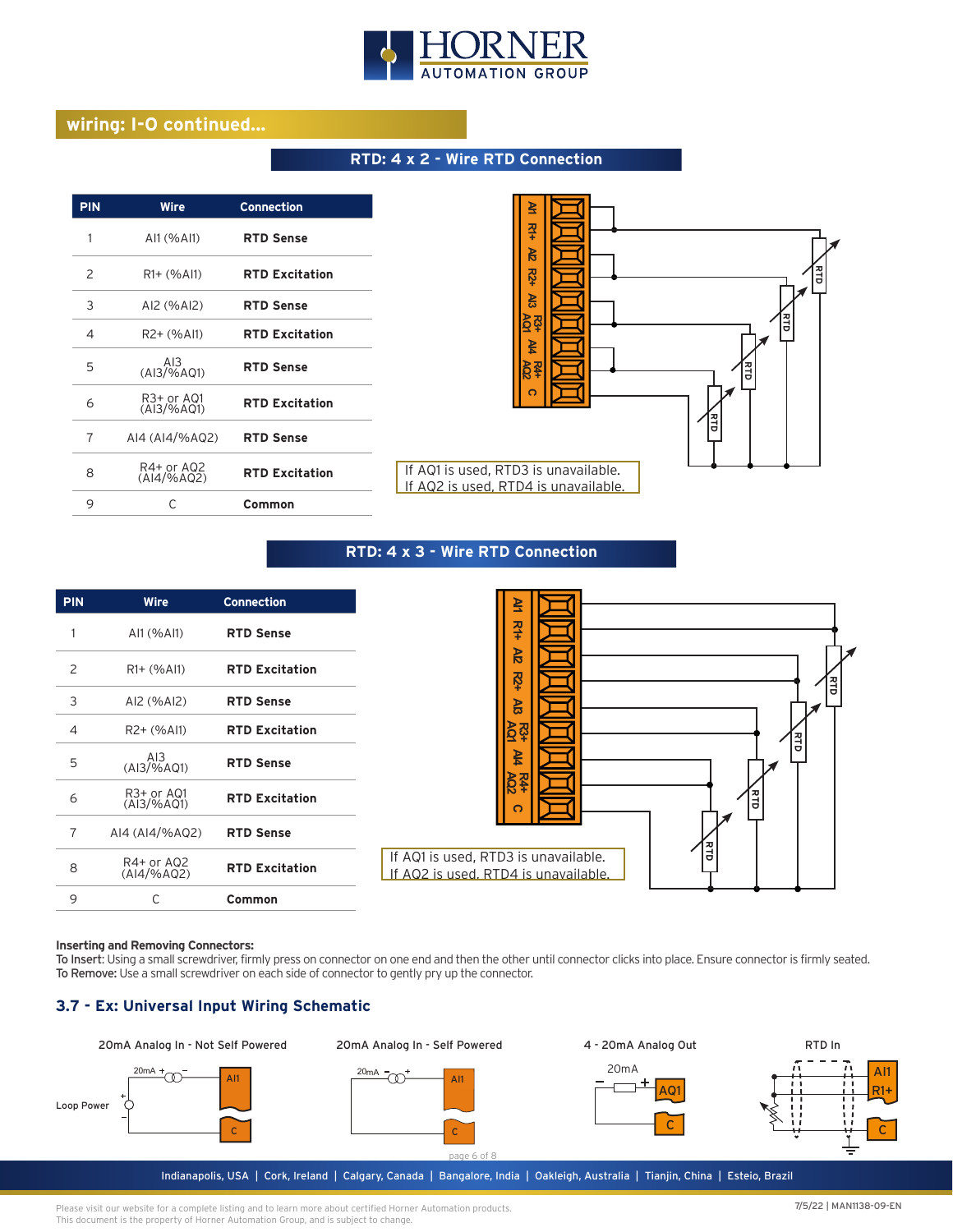## wiring: I-O continued...

### RTD: 4 x 2 - Wire RTD Connection

| PIN | Wire | Connection |
|---|---|---|
| 1 | AI1 (%AI1) | RTD Sense |
| 2 | R1+ (%AI1) | RTD Excitation |
| 3 | AI2 (%AI2) | RTD Sense |
| 4 | R2+ (%AI1) | RTD Excitation |
| 5 | AI3 (AI3/%AQ1) | RTD Sense |
| 6 | R3+ or AQ1 (AI3/%AQ1) | RTD Excitation |
| 7 | AI4 (AI4/%AQ2) | RTD Sense |
| 8 | R4+ or AQ2 (AI4/%AQ2) | RTD Excitation |
| 9 | C | Common |

If AQ1 is used, RTD3 is unavailable.
If AQ2 is used, RTD4 is unavailable.

### RTD: 4 x 3 - Wire RTD Connection

| PIN | Wire | Connection |
|---|---|---|
| 1 | AI1 (%AI1) | RTD Sense |
| 2 | R1+ (%AI1) | RTD Excitation |
| 3 | AI2 (%AI2) | RTD Sense |
| 4 | R2+ (%AI1) | RTD Excitation |
| 5 | AI3 (AI3/%AQ1) | RTD Sense |
| 6 | R3+ or AQ1 (AI3/%AQ1) | RTD Excitation |
| 7 | AI4 (AI4/%AQ2) | RTD Sense |
| 8 | R4+ or AQ2 (AI4/%AQ2) | RTD Excitation |
| 9 | C | Common |

If AQ1 is used, RTD3 is unavailable.
If AQ2 is used, RTD4 is unavailable.

**Inserting and Removing Connectors:**
**To Insert:** Using a small screwdriver, firmly press on connector on one end and then the other until connector clicks into place. Ensure connector is firmly seated.
**To Remove:** Use a small screwdriver on each side of connector to gently pry up the connector.

### 3.7 - Ex: Universal Input Wiring Schematic

20mA Analog In - Not Self Powered | 20mA Analog In - Self Powered | 4 - 20mA Analog Out | RTD In

Please visit our website for a complete listing and to learn more about certified Horner Automation products.
This document is the property of Horner Automation Group, and is subject to change.

7/5/22 | MAN1138-09-EN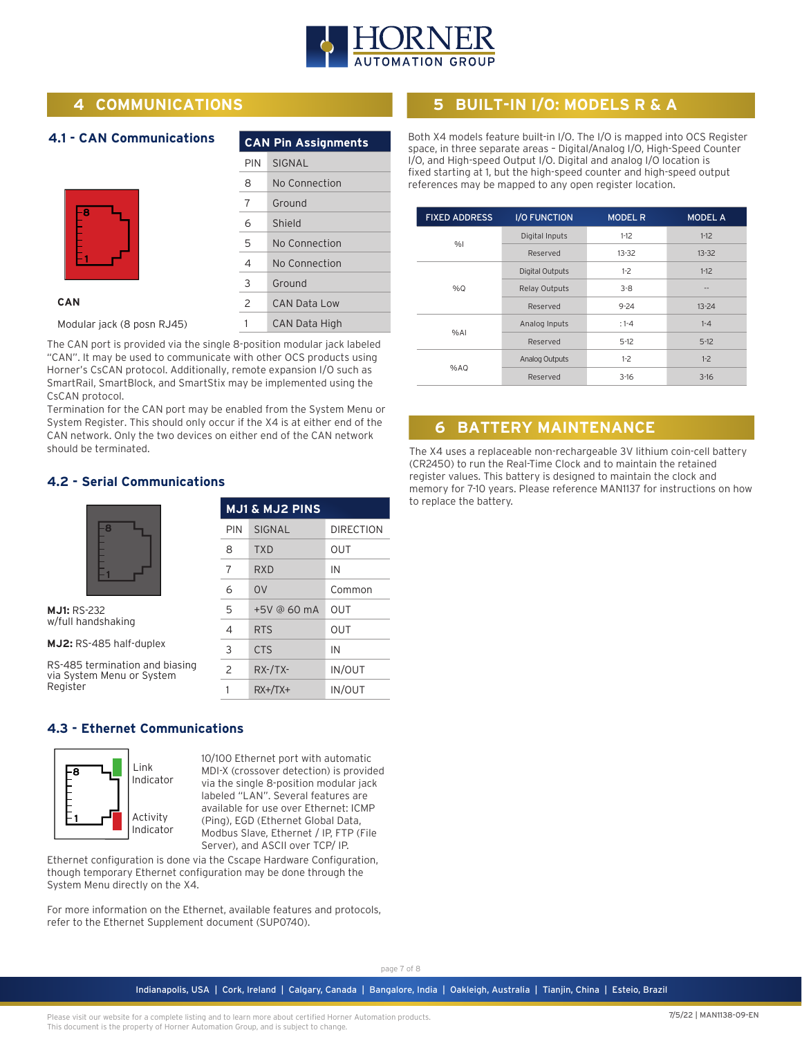## 4 COMMUNICATIONS

### 4.1 - CAN Communications

**CAN**

Modular jack (8 posn RJ45)

| CAN Pin Assignments | |
|---|---|
| PIN | SIGNAL |
| 8 | No Connection |
| 7 | Ground |
| 6 | Shield |
| 5 | No Connection |
| 4 | No Connection |
| 3 | Ground |
| 2 | CAN Data Low |
| 1 | CAN Data High |

The CAN port is provided via the single 8-position modular jack labeled "CAN". It may be used to communicate with other OCS products using Horner's CsCAN protocol. Additionally, remote expansion I/O such as SmartRail, SmartBlock, and SmartStix may be implemented using the CsCAN protocol.

Termination for the CAN port may be enabled from the System Menu or System Register. This should only occur if the X4 is at either end of the CAN network. Only the two devices on either end of the CAN network should be terminated.

### 4.2 - Serial Communications

**MJ1:** RS-232 w/full handshaking

**MJ2:** RS-485 half-duplex

RS-485 termination and biasing via System Menu or System Register

| MJ1 & MJ2 PINS | | |
|---|---|---|
| PIN | SIGNAL | DIRECTION |
| 8 | TXD | OUT |
| 7 | RXD | IN |
| 6 | 0V | Common |
| 5 | +5V @ 60 mA | OUT |
| 4 | RTS | OUT |
| 3 | CTS | IN |
| 2 | RX-/TX- | IN/OUT |
| 1 | RX+/TX+ | IN/OUT |

### 4.3 - Ethernet Communications

Link Indicator

Activity Indicator

10/100 Ethernet port with automatic MDI-X (crossover detection) is provided via the single 8-position modular jack labeled "LAN". Several features are available for use over Ethernet: ICMP (Ping), EGD (Ethernet Global Data, Modbus Slave, Ethernet / IP, FTP (File Server), and ASCII over TCP/ IP.

Ethernet configuration is done via the Cscape Hardware Configuration, though temporary Ethernet configuration may be done through the System Menu directly on the X4.

For more information on the Ethernet, available features and protocols, refer to the Ethernet Supplement document (SUP0740).

## 5 BUILT-IN I/O: MODELS R & A

Both X4 models feature built-in I/O. The I/O is mapped into OCS Register space, in three separate areas – Digital/Analog I/O, High-Speed Counter I/O, and High-speed Output I/O. Digital and analog I/O location is fixed starting at 1, but the high-speed counter and high-speed output references may be mapped to any open register location.

| FIXED ADDRESS | I/O FUNCTION | MODEL R | MODEL A |
|---|---|---|---|
| %I | Digital Inputs | 1-12 | 1-12 |
| | Reserved | 13-32 | 13-32 |
| %Q | Digital Outputs | 1-2 | 1-12 |
| | Relay Outputs | 3-8 | -- |
| | Reserved | 9-24 | 13-24 |
| %AI | Analog Inputs | :1-4 | 1-4 |
| | Reserved | 5-12 | 5-12 |
| %AQ | Analog Outputs | 1-2 | 1-2 |
| | Reserved | 3-16 | 3-16 |

## 6 BATTERY MAINTENANCE

The X4 uses a replaceable non-rechargeable 3V lithium coin-cell battery (CR2450) to run the Real-Time Clock and to maintain the retained register values. This battery is designed to maintain the clock and memory for 7-10 years. Please reference MAN1137 for instructions on how to replace the battery.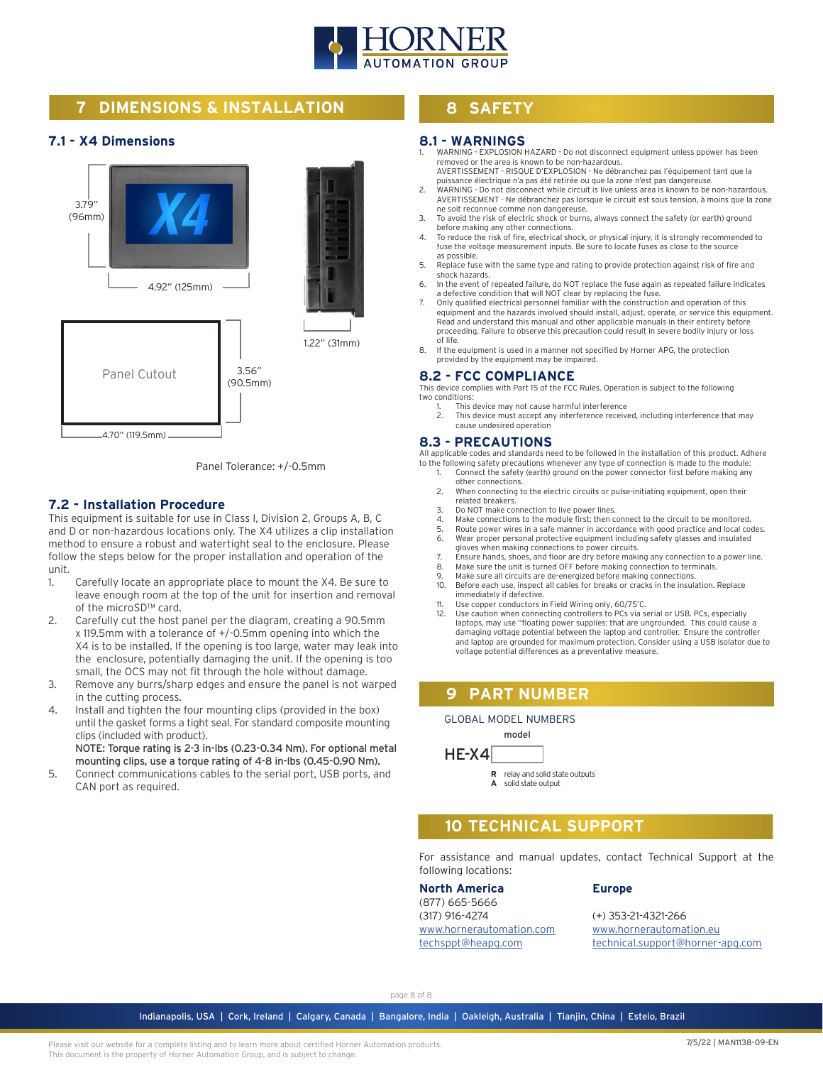# 7 DIMENSIONS & INSTALLATION

## 7.1 - X4 Dimensions

3.79" (96mm)

4.92" (125mm)

1.22" (31mm)

Panel Cutout

3.56" (90.5mm)

4.70" (119.5mm)

Panel Tolerance: +/-0.5mm

## 7.2 - Installation Procedure

This equipment is suitable for use in Class I, Division 2, Groups A, B, C and D or non-hazardous locations only. The X4 utilizes a clip installation method to ensure a robust and watertight seal to the enclosure. Please follow the steps below for the proper installation and operation of the unit.

1. Carefully locate an appropriate place to mount the X4. Be sure to leave enough room at the top of the unit for insertion and removal of the microSD™ card.
2. Carefully cut the host panel per the diagram, creating a 90.5mm x 119.5mm with a tolerance of +/-0.5mm opening into which the X4 is to be installed. If the opening is too large, water may leak into the enclosure, potentially damaging the unit. If the opening is too small, the OCS may not fit through the hole without damage.
3. Remove any burrs/sharp edges and ensure the panel is not warped in the cutting process.
4. Install and tighten the four mounting clips (provided in the box) until the gasket forms a tight seal. For standard composite mounting clips (included with product).
   **NOTE: Torque rating is 2-3 in-lbs (0.23-0.34 Nm). For optional metal mounting clips, use a torque rating of 4-8 in-lbs (0.45-0.90 Nm).**
5. Connect communications cables to the serial port, USB ports, and CAN port as required.

# 8 SAFETY

## 8.1 - WARNINGS

1. WARNING - EXPLOSION HAZARD - Do not disconnect equipment unless ppower has been removed or the area is known to be non-hazardous.
   AVERTISSEMENT - RISQUE D'EXPLOSION - Ne débranchez pas l'équipement tant que la puissance électrique n'a pas été retirée ou que la zone n'est pas dangereuse.
2. WARNING - Do not disconnect while circuit is live unless area is known to be non-hazardous.
   AVERTISSEMENT - Ne débranchez pas lorsque le circuit est sous tension, à moins que la zone ne soit reconnue comme non dangereuse.
3. To avoid the risk of electric shock or burns, always connect the safety (or earth) ground before making any other connections.
4. To reduce the risk of fire, electrical shock, or physical injury, it is strongly recommended to fuse the voltage measurement inputs. Be sure to locate fuses as close to the source as possible.
5. Replace fuse with the same type and rating to provide protection against risk of fire and shock hazards.
6. In the event of repeated failure, do NOT replace the fuse again as repeated failure indicates a defective condition that will NOT clear by replacing the fuse.
7. Only qualified electrical personnel familiar with the construction and operation of this equipment and the hazards involved should install, adjust, operate, or service this equipment. Read and understand this manual and other applicable manuals in their entirety before proceeding. Failure to observe this precaution could result in severe bodily injury or loss of life.
8. If the equipment is used in a manner not specified by Horner APG, the protection provided by the equipment may be impaired.

## 8.2 - FCC COMPLIANCE

This device complies with Part 15 of the FCC Rules. Operation is subject to the following two conditions:

1. This device may not cause harmful interference
2. This device must accept any interference received, including interference that may cause undesired operation

## 8.3 - PRECAUTIONS

All applicable codes and standards need to be followed in the installation of this product. Adhere to the following safety precautions whenever any type of connection is made to the module:

1. Connect the safety (earth) ground on the power connector first before making any other connections.
2. When connecting to the electric circuits or pulse-initiating equipment, open their related breakers.
3. Do NOT make connection to live power lines.
4. Make connections to the module first; then connect to the circuit to be monitored.
5. Route power wires in a safe manner in accordance with good practice and local codes.
6. Wear proper personal protective equipment including safety glasses and insulated gloves when making connections to power circuits.
7. Ensure hands, shoes, and floor are dry before making any connection to a power line.
8. Make sure the unit is turned OFF before making connection to terminals.
9. Make sure all circuits are de-energized before making connections.
10. Before each use, inspect all cables for breaks or cracks in the insulation. Replace immediately if defective.
11. Use copper conductors in Field Wiring only, 60/75˚C.
12. Use caution when connecting controllers to PCs via serial or USB. PCs, especially laptops, may use "floating power supplies: that are ungrounded. This could cause a damaging voltage potential between the laptop and controller. Ensure the controller and laptop are grounded for maximum protection. Consider using a USB isolator due to voltage potential differences as a preventative measure.

# 9 PART NUMBER

GLOBAL MODEL NUMBERS

model

HE-X4 [ ]

**R** relay and solid state outputs
**A** solid state output

# 10 TECHNICAL SUPPORT

For assistance and manual updates, contact Technical Support at the following locations:

**North America**
(877) 665-5666
(317) 916-4274
www.hornerautomation.com
techsppt@heapg.com

**Europe**
(+) 353-21-4321-266
www.hornerautomation.eu
technical.support@horner-apg.com

Indianapolis, USA | Cork, Ireland | Calgary, Canada | Bangalore, India | Oakleigh, Australia | Tianjin, China | Esteio, Brazil

Please visit our website for a complete listing and to learn more about certified Horner Automation products.
This document is the property of Horner Automation Group, and is subject to change.

7/5/22 | MAN1138-09-EN